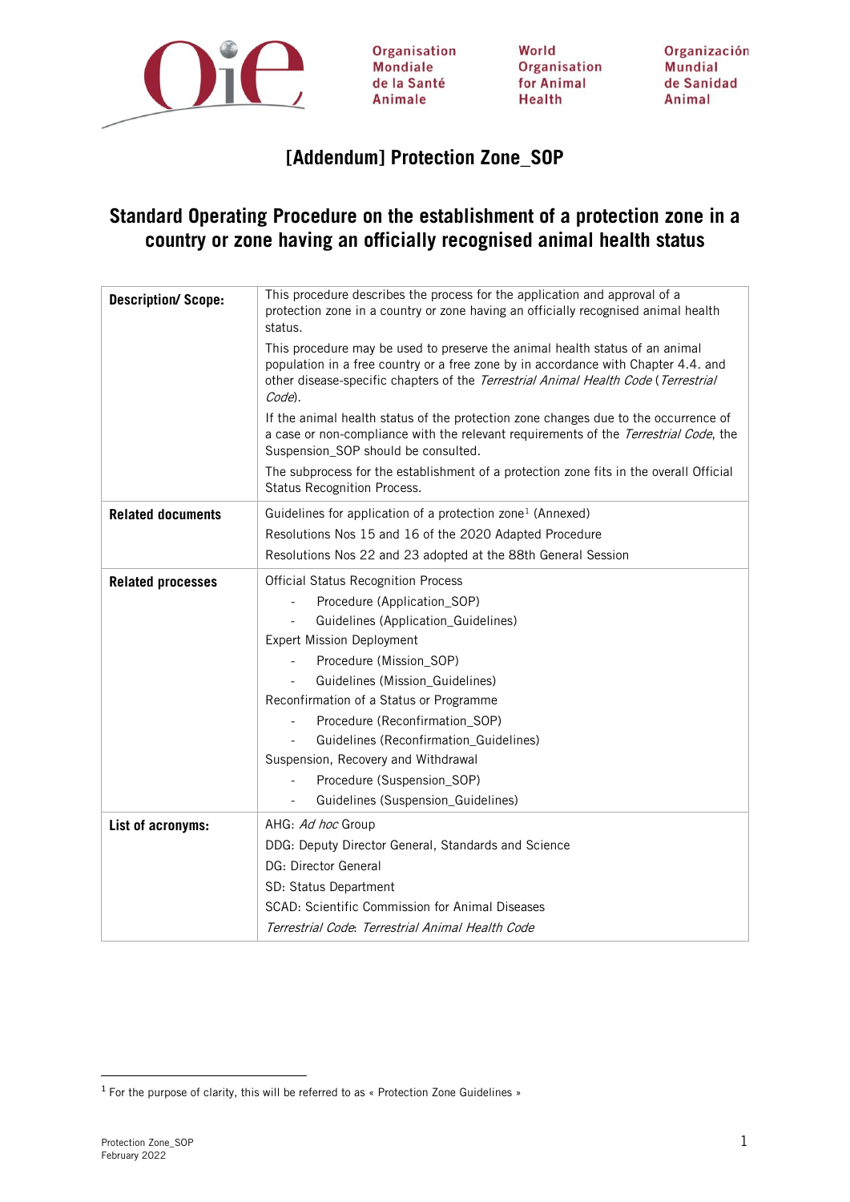Organisation Mondiale de la Santé Animale | World Organisation for Animal Health | Organización Mundial de Sanidad Animal

# [Addendum] Protection Zone_SOP

## Standard Operating Procedure on the establishment of a protection zone in a country or zone having an officially recognised animal health status

| | |
|---|---|
| **Description/ Scope:** | This procedure describes the process for the application and approval of a protection zone in a country or zone having an officially recognised animal health status.<br><br>This procedure may be used to preserve the animal health status of an animal population in a free country or a free zone by in accordance with Chapter 4.4. and other disease-specific chapters of the *Terrestrial Animal Health Code* (*Terrestrial Code*).<br><br>If the animal health status of the protection zone changes due to the occurrence of a case or non-compliance with the relevant requirements of the *Terrestrial Code*, the Suspension_SOP should be consulted.<br><br>The subprocess for the establishment of a protection zone fits in the overall Official Status Recognition Process. |
| **Related documents** | Guidelines for application of a protection zone[1] (Annexed)<br>Resolutions Nos 15 and 16 of the 2020 Adapted Procedure<br>Resolutions Nos 22 and 23 adopted at the 88th General Session |
| **Related processes** | Official Status Recognition Process<br>- Procedure (Application_SOP)<br>- Guidelines (Application_Guidelines)<br>Expert Mission Deployment<br>- Procedure (Mission_SOP)<br>- Guidelines (Mission_Guidelines)<br>Reconfirmation of a Status or Programme<br>- Procedure (Reconfirmation_SOP)<br>- Guidelines (Reconfirmation_Guidelines)<br>Suspension, Recovery and Withdrawal<br>- Procedure (Suspension_SOP)<br>- Guidelines (Suspension_Guidelines) |
| **List of acronyms:** | AHG: *Ad hoc* Group<br>DDG: Deputy Director General, Standards and Science<br>DG: Director General<br>SD: Status Department<br>SCAD: Scientific Commission for Animal Diseases<br>*Terrestrial Code*: *Terrestrial Animal Health Code* |

[1] For the purpose of clarity, this will be referred to as « Protection Zone Guidelines »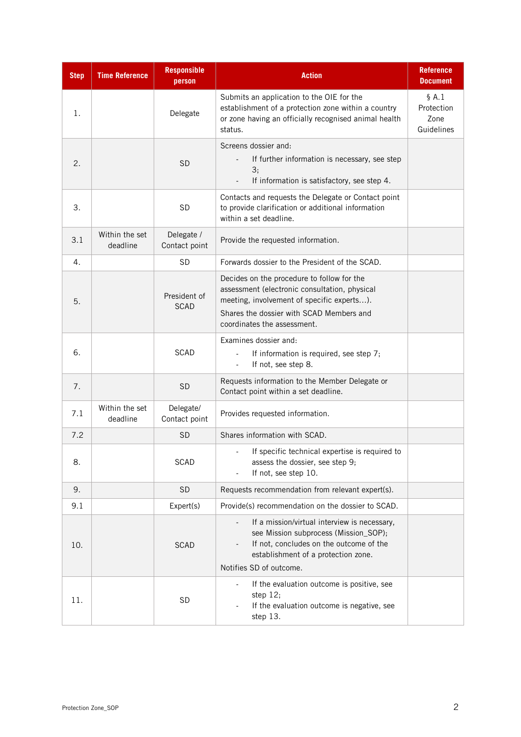| Step | Time Reference | Responsible person | Action | Reference Document |
|---|---|---|---|---|
| 1. | | Delegate | Submits an application to the OIE for the establishment of a protection zone within a country or zone having an officially recognised animal health status. | § A.1 Protection Zone Guidelines |
| 2. | | SD | Screens dossier and:<br>- If further information is necessary, see step 3;<br>- If information is satisfactory, see step 4. | |
| 3. | | SD | Contacts and requests the Delegate or Contact point to provide clarification or additional information within a set deadline. | |
| 3.1 | Within the set deadline | Delegate / Contact point | Provide the requested information. | |
| 4. | | SD | Forwards dossier to the President of the SCAD. | |
| 5. | | President of SCAD | Decides on the procedure to follow for the assessment (electronic consultation, physical meeting, involvement of specific experts…).<br>Shares the dossier with SCAD Members and coordinates the assessment. | |
| 6. | | SCAD | Examines dossier and:<br>- If information is required, see step 7;<br>- If not, see step 8. | |
| 7. | | SD | Requests information to the Member Delegate or Contact point within a set deadline. | |
| 7.1 | Within the set deadline | Delegate/ Contact point | Provides requested information. | |
| 7.2 | | SD | Shares information with SCAD. | |
| 8. | | SCAD | - If specific technical expertise is required to assess the dossier, see step 9;<br>- If not, see step 10. | |
| 9. | | SD | Requests recommendation from relevant expert(s). | |
| 9.1 | | Expert(s) | Provide(s) recommendation on the dossier to SCAD. | |
| 10. | | SCAD | - If a mission/virtual interview is necessary, see Mission subprocess (Mission_SOP);<br>- If not, concludes on the outcome of the establishment of a protection zone.<br>Notifies SD of outcome. | |
| 11. | | SD | - If the evaluation outcome is positive, see step 12;<br>- If the evaluation outcome is negative, see step 13. | |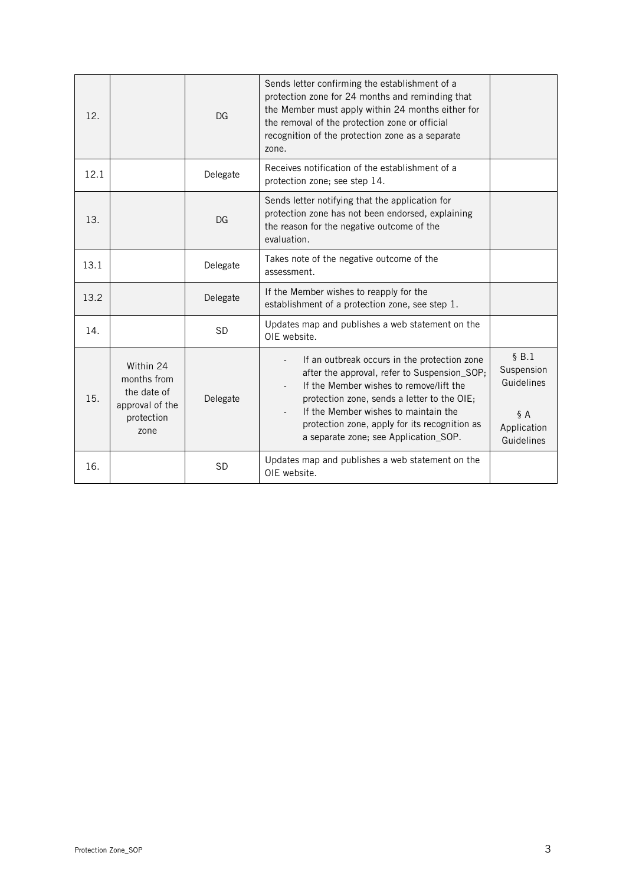| | | | | |
|---|---|---|---|---|
| 12. | | DG | Sends letter confirming the establishment of a protection zone for 24 months and reminding that the Member must apply within 24 months either for the removal of the protection zone or official recognition of the protection zone as a separate zone. | |
| 12.1 | | Delegate | Receives notification of the establishment of a protection zone; see step 14. | |
| 13. | | DG | Sends letter notifying that the application for protection zone has not been endorsed, explaining the reason for the negative outcome of the evaluation. | |
| 13.1 | | Delegate | Takes note of the negative outcome of the assessment. | |
| 13.2 | | Delegate | If the Member wishes to reapply for the establishment of a protection zone, see step 1. | |
| 14. | | SD | Updates map and publishes a web statement on the OIE website. | |
| 15. | Within 24 months from the date of approval of the protection zone | Delegate | - If an outbreak occurs in the protection zone after the approval, refer to Suspension_SOP;<br>- If the Member wishes to remove/lift the protection zone, sends a letter to the OIE;<br>- If the Member wishes to maintain the protection zone, apply for its recognition as a separate zone; see Application_SOP. | § B.1 Suspension Guidelines<br><br>§ A Application Guidelines |
| 16. | | SD | Updates map and publishes a web statement on the OIE website. | |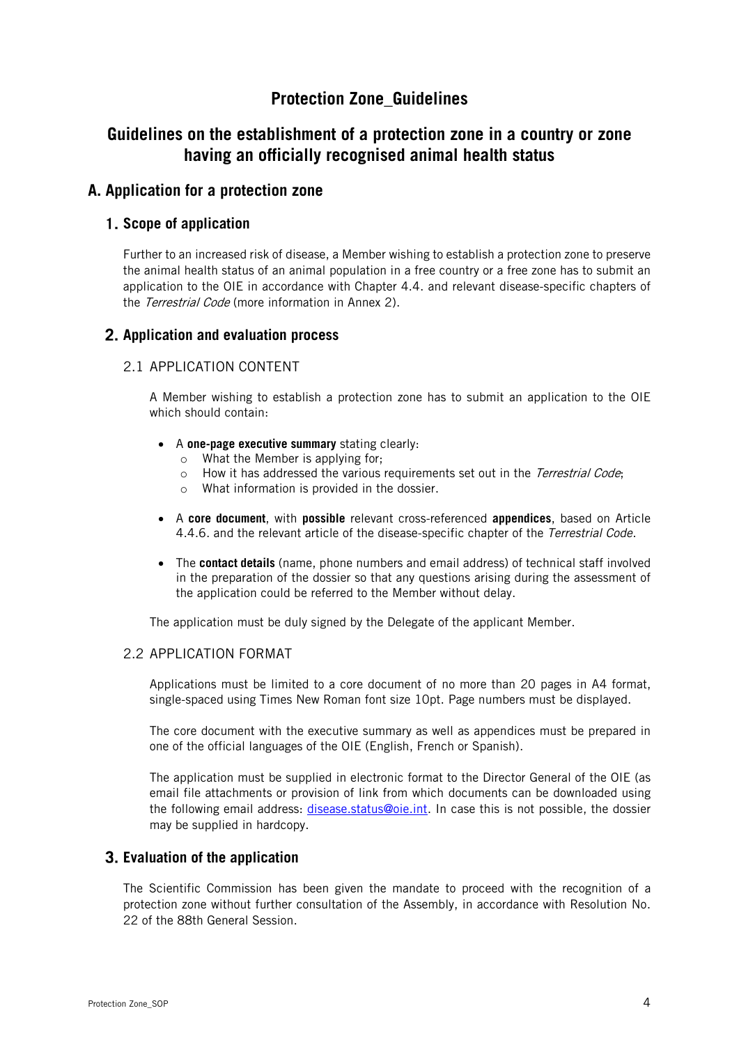# Protection Zone_Guidelines

## Guidelines on the establishment of a protection zone in a country or zone having an officially recognised animal health status

## A. Application for a protection zone

### 1. Scope of application

Further to an increased risk of disease, a Member wishing to establish a protection zone to preserve the animal health status of an animal population in a free country or a free zone has to submit an application to the OIE in accordance with Chapter 4.4. and relevant disease-specific chapters of the *Terrestrial Code* (more information in Annex 2).

### 2. Application and evaluation process

#### 2.1 APPLICATION CONTENT

A Member wishing to establish a protection zone has to submit an application to the OIE which should contain:

- A **one-page executive summary** stating clearly:
  - What the Member is applying for;
  - How it has addressed the various requirements set out in the *Terrestrial Code*;
  - What information is provided in the dossier.
- A **core document**, with **possible** relevant cross-referenced **appendices**, based on Article 4.4.6. and the relevant article of the disease-specific chapter of the *Terrestrial Code*.
- The **contact details** (name, phone numbers and email address) of technical staff involved in the preparation of the dossier so that any questions arising during the assessment of the application could be referred to the Member without delay.

The application must be duly signed by the Delegate of the applicant Member.

#### 2.2 APPLICATION FORMAT

Applications must be limited to a core document of no more than 20 pages in A4 format, single-spaced using Times New Roman font size 10pt. Page numbers must be displayed.

The core document with the executive summary as well as appendices must be prepared in one of the official languages of the OIE (English, French or Spanish).

The application must be supplied in electronic format to the Director General of the OIE (as email file attachments or provision of link from which documents can be downloaded using the following email address: disease.status@oie.int. In case this is not possible, the dossier may be supplied in hardcopy.

### 3. Evaluation of the application

The Scientific Commission has been given the mandate to proceed with the recognition of a protection zone without further consultation of the Assembly, in accordance with Resolution No. 22 of the 88th General Session.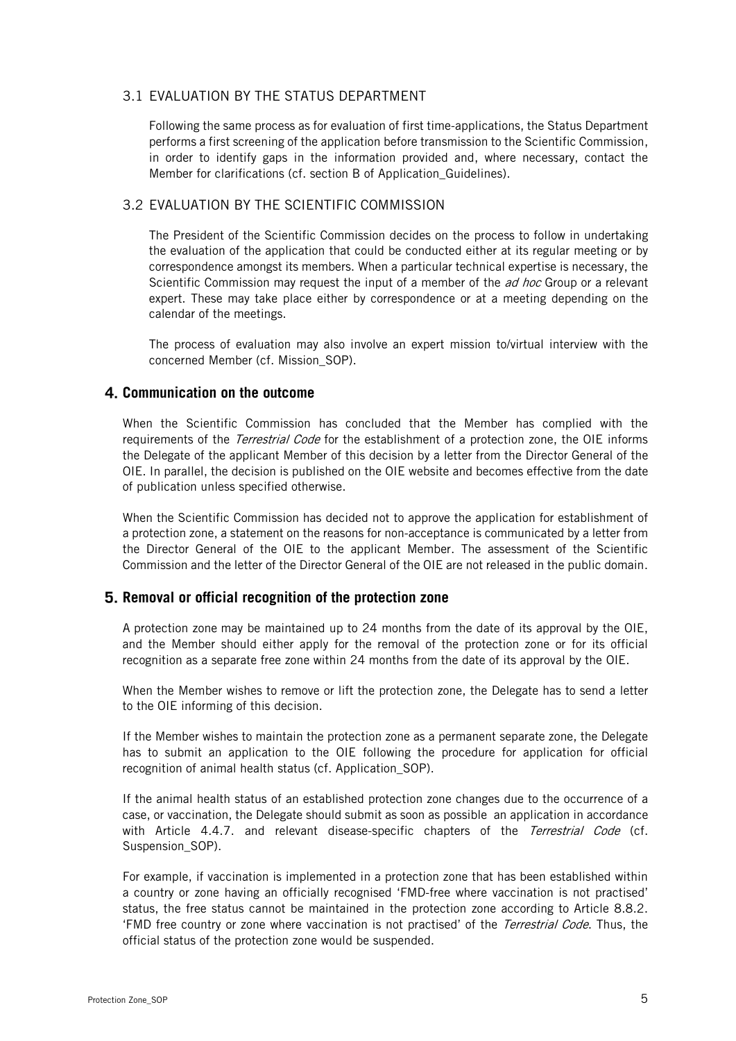### 3.1 EVALUATION BY THE STATUS DEPARTMENT

Following the same process as for evaluation of first time-applications, the Status Department performs a first screening of the application before transmission to the Scientific Commission, in order to identify gaps in the information provided and, where necessary, contact the Member for clarifications (cf. section B of Application_Guidelines).

### 3.2 EVALUATION BY THE SCIENTIFIC COMMISSION

The President of the Scientific Commission decides on the process to follow in undertaking the evaluation of the application that could be conducted either at its regular meeting or by correspondence amongst its members. When a particular technical expertise is necessary, the Scientific Commission may request the input of a member of the *ad hoc* Group or a relevant expert. These may take place either by correspondence or at a meeting depending on the calendar of the meetings.

The process of evaluation may also involve an expert mission to/virtual interview with the concerned Member (cf. Mission_SOP).

## 4. Communication on the outcome

When the Scientific Commission has concluded that the Member has complied with the requirements of the *Terrestrial Code* for the establishment of a protection zone, the OIE informs the Delegate of the applicant Member of this decision by a letter from the Director General of the OIE. In parallel, the decision is published on the OIE website and becomes effective from the date of publication unless specified otherwise.

When the Scientific Commission has decided not to approve the application for establishment of a protection zone, a statement on the reasons for non-acceptance is communicated by a letter from the Director General of the OIE to the applicant Member. The assessment of the Scientific Commission and the letter of the Director General of the OIE are not released in the public domain.

## 5. Removal or official recognition of the protection zone

A protection zone may be maintained up to 24 months from the date of its approval by the OIE, and the Member should either apply for the removal of the protection zone or for its official recognition as a separate free zone within 24 months from the date of its approval by the OIE.

When the Member wishes to remove or lift the protection zone, the Delegate has to send a letter to the OIE informing of this decision.

If the Member wishes to maintain the protection zone as a permanent separate zone, the Delegate has to submit an application to the OIE following the procedure for application for official recognition of animal health status (cf. Application_SOP).

If the animal health status of an established protection zone changes due to the occurrence of a case, or vaccination, the Delegate should submit as soon as possible an application in accordance with Article 4.4.7. and relevant disease-specific chapters of the *Terrestrial Code* (cf. Suspension_SOP).

For example, if vaccination is implemented in a protection zone that has been established within a country or zone having an officially recognised 'FMD-free where vaccination is not practised' status, the free status cannot be maintained in the protection zone according to Article 8.8.2. 'FMD free country or zone where vaccination is not practised' of the *Terrestrial Code*. Thus, the official status of the protection zone would be suspended.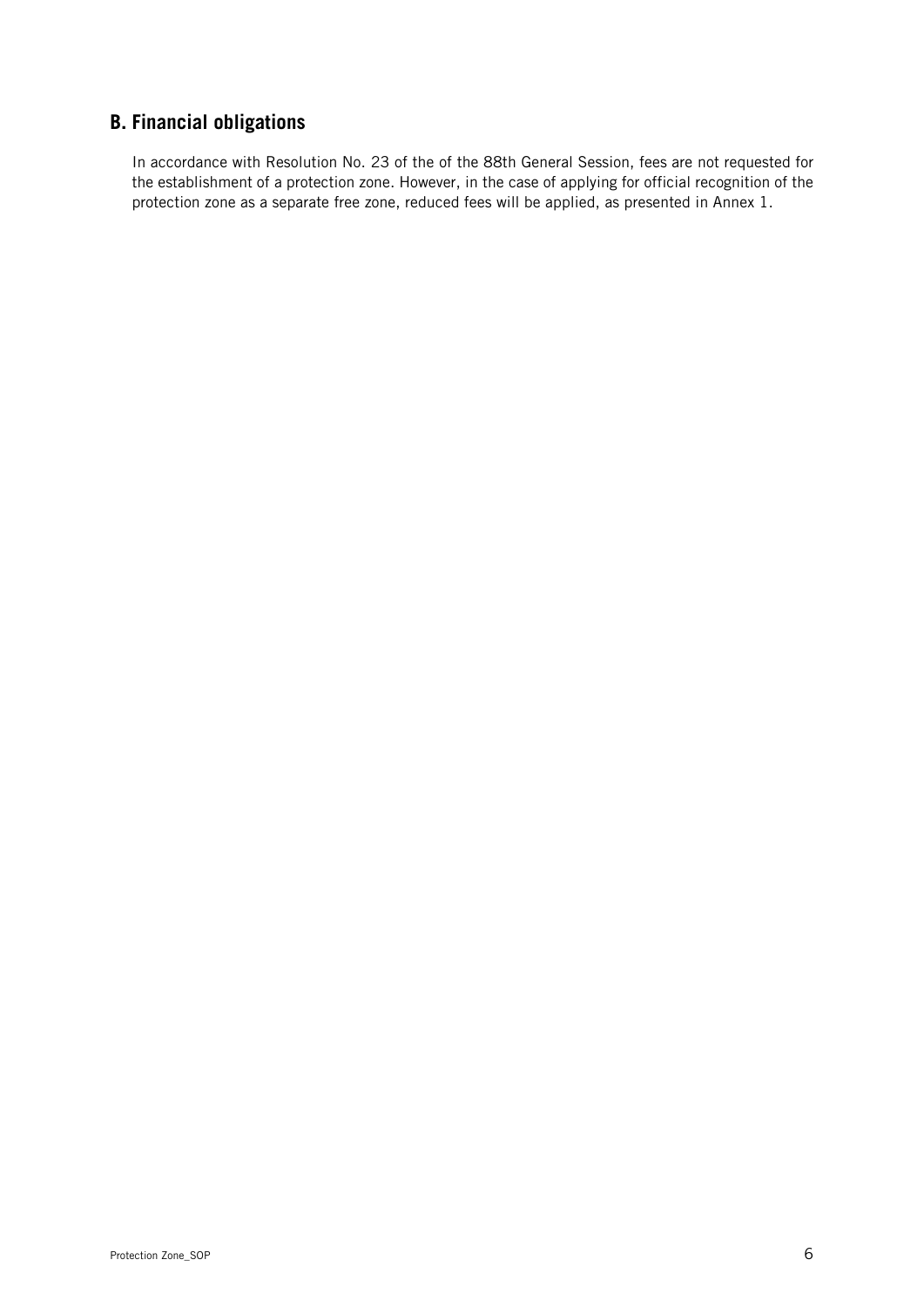## B. Financial obligations

In accordance with Resolution No. 23 of the of the 88th General Session, fees are not requested for the establishment of a protection zone. However, in the case of applying for official recognition of the protection zone as a separate free zone, reduced fees will be applied, as presented in Annex 1.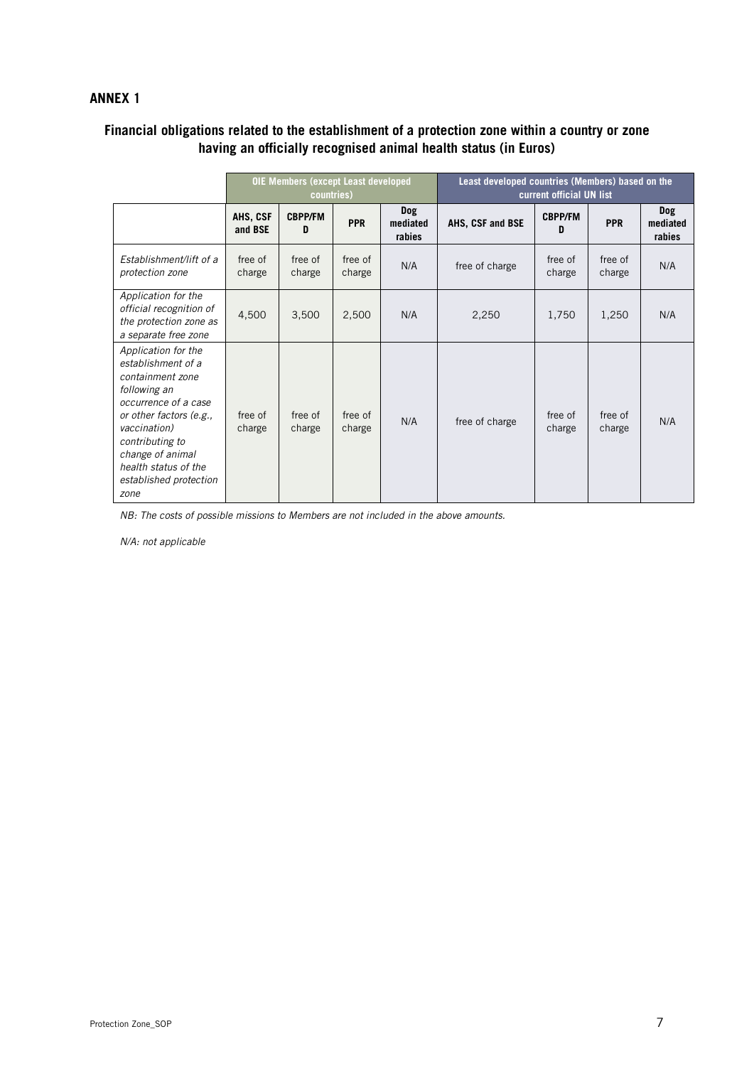## ANNEX 1

### Financial obligations related to the establishment of a protection zone within a country or zone having an officially recognised animal health status (in Euros)

| | OIE Members (except Least developed countries) | | | | Least developed countries (Members) based on the current official UN list | | | |
|---|---|---|---|---|---|---|---|---|
| | **AHS, CSF and BSE** | **CBPP/FMD** | **PPR** | **Dog mediated rabies** | **AHS, CSF and BSE** | **CBPP/FMD** | **PPR** | **Dog mediated rabies** |
| *Establishment/lift of a protection zone* | free of charge | free of charge | free of charge | N/A | free of charge | free of charge | free of charge | N/A |
| *Application for the official recognition of the protection zone as a separate free zone* | 4,500 | 3,500 | 2,500 | N/A | 2,250 | 1,750 | 1,250 | N/A |
| *Application for the establishment of a containment zone following an occurrence of a case or other factors (e.g., vaccination) contributing to change of animal health status of the established protection zone* | free of charge | free of charge | free of charge | N/A | free of charge | free of charge | free of charge | N/A |

*NB: The costs of possible missions to Members are not included in the above amounts.*

*N/A: not applicable*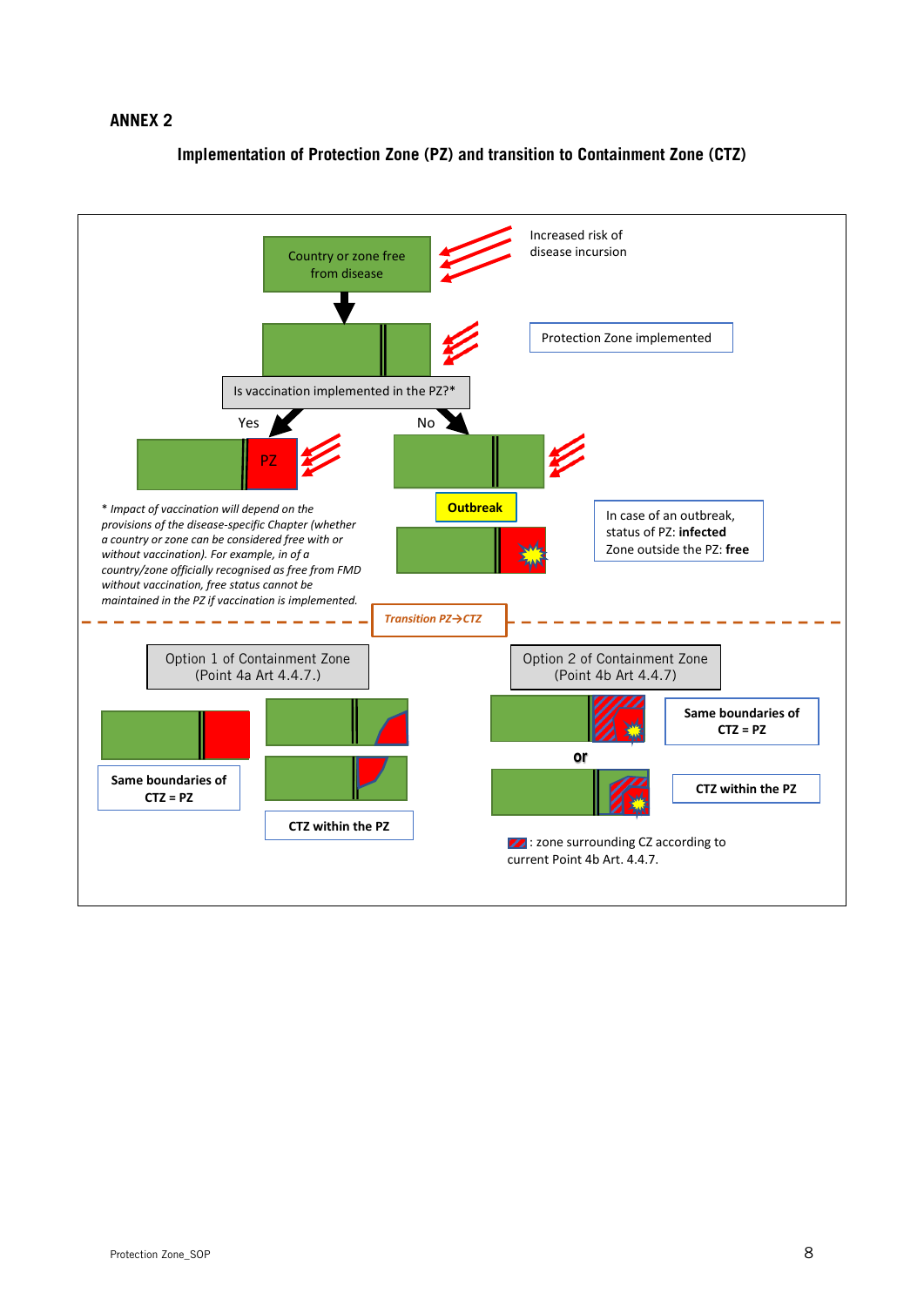**ANNEX 2**

## Implementation of Protection Zone (PZ) and transition to Containment Zone (CTZ)

Country or zone free from disease

Increased risk of disease incursion

Protection Zone implemented

Is vaccination implemented in the PZ?*

Yes

No

PZ

Outbreak

In case of an outbreak, status of PZ: **infected**
Zone outside the PZ: **free**

*\* Impact of vaccination will depend on the provisions of the disease-specific Chapter (whether a country or zone can be considered free with or without vaccination). For example, in of a country/zone officially recognised as free from FMD without vaccination, free status cannot be maintained in the PZ if vaccination is implemented.*

*Transition PZ→CTZ*

Option 1 of Containment Zone (Point 4a Art 4.4.7.)

**Same boundaries of CTZ = PZ**

**CTZ within the PZ**

Option 2 of Containment Zone (Point 4b Art 4.4.7)

**Same boundaries of CTZ = PZ**

or

**CTZ within the PZ**

: zone surrounding CZ according to current Point 4b Art. 4.4.7.